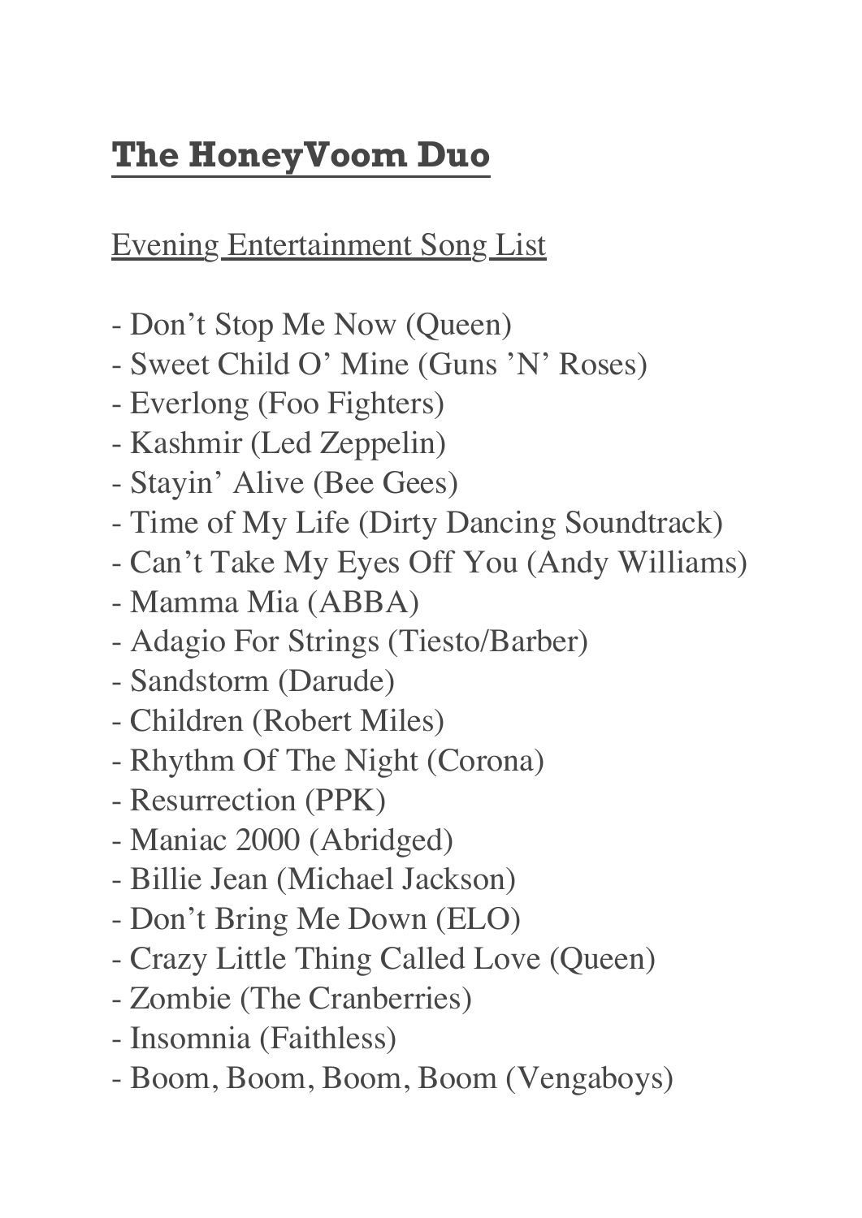# The HoneyVoom Duo

Evening Entertainment Song List

- Don’t Stop Me Now (Queen)
- Sweet Child O’ Mine (Guns ’N’ Roses)
- Everlong (Foo Fighters)
- Kashmir (Led Zeppelin)
- Stayin’ Alive (Bee Gees)
- Time of My Life (Dirty Dancing Soundtrack)
- Can’t Take My Eyes Off You (Andy Williams)
- Mamma Mia (ABBA)
- Adagio For Strings (Tiesto/Barber)
- Sandstorm (Darude)
- Children (Robert Miles)
- Rhythm Of The Night (Corona)
- Resurrection (PPK)
- Maniac 2000 (Abridged)
- Billie Jean (Michael Jackson)
- Don’t Bring Me Down (ELO)
- Crazy Little Thing Called Love (Queen)
- Zombie (The Cranberries)
- Insomnia (Faithless)
- Boom, Boom, Boom, Boom (Vengaboys)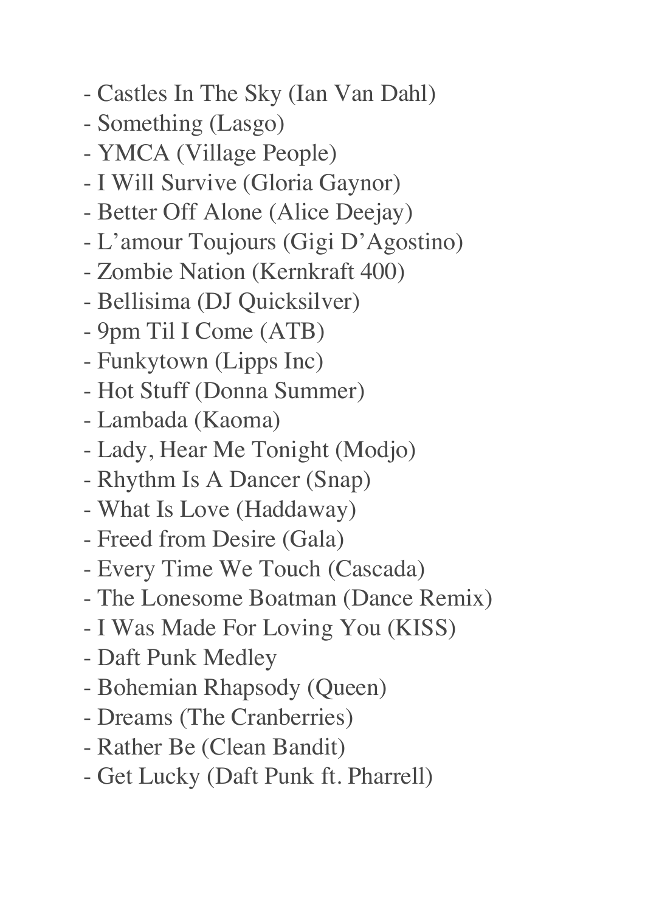- Castles In The Sky (Ian Van Dahl)
- Something (Lasgo)
- YMCA (Village People)
- I Will Survive (Gloria Gaynor)
- Better Off Alone (Alice Deejay)
- L'amour Toujours (Gigi D'Agostino)
- Zombie Nation (Kernkraft 400)
- Bellisima (DJ Quicksilver)
- 9pm Til I Come (ATB)
- Funkytown (Lipps Inc)
- Hot Stuff (Donna Summer)
- Lambada (Kaoma)
- Lady, Hear Me Tonight (Modjo)
- Rhythm Is A Dancer (Snap)
- What Is Love (Haddaway)
- Freed from Desire (Gala)
- Every Time We Touch (Cascada)
- The Lonesome Boatman (Dance Remix)
- I Was Made For Loving You (KISS)
- Daft Punk Medley
- Bohemian Rhapsody (Queen)
- Dreams (The Cranberries)
- Rather Be (Clean Bandit)
- Get Lucky (Daft Punk ft. Pharrell)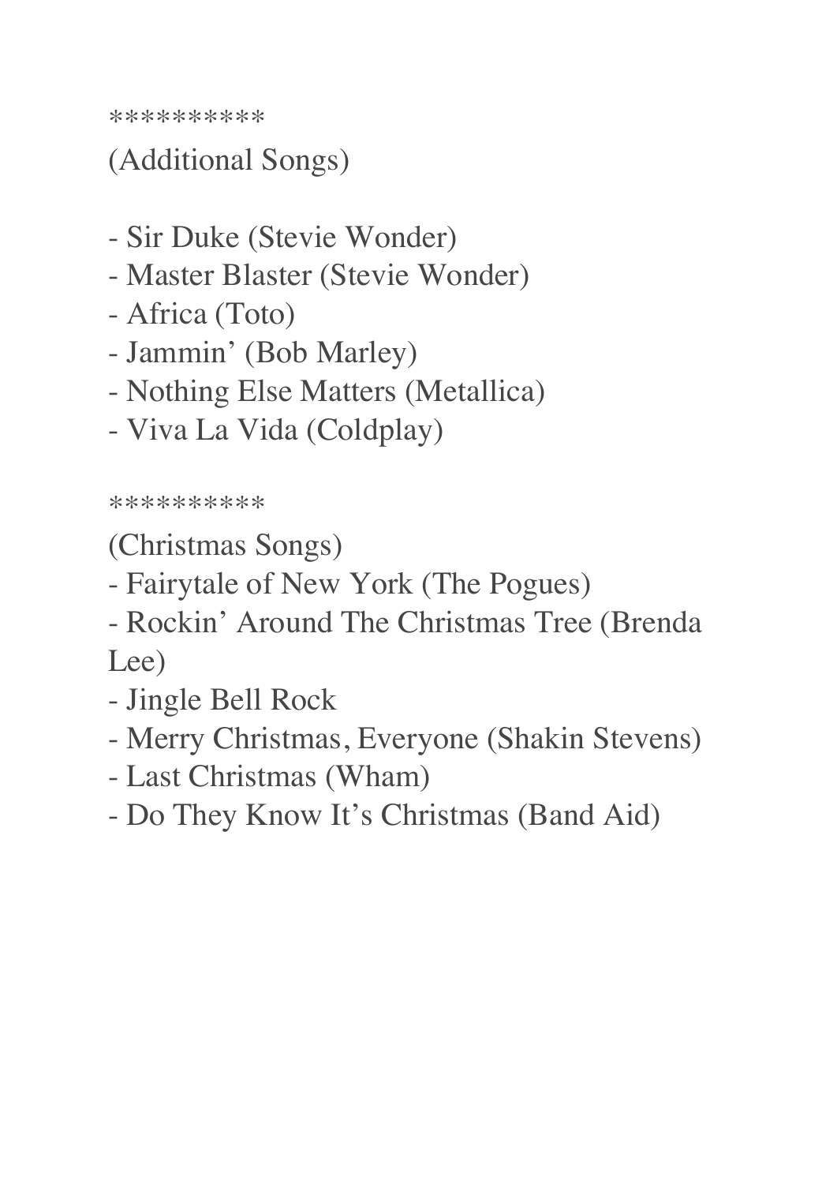**********

(Additional Songs)

- Sir Duke (Stevie Wonder)
- Master Blaster (Stevie Wonder)
- Africa (Toto)
- Jammin' (Bob Marley)
- Nothing Else Matters (Metallica)
- Viva La Vida (Coldplay)

**********

(Christmas Songs)

- Fairytale of New York (The Pogues)
- Rockin' Around The Christmas Tree (Brenda Lee)
- Jingle Bell Rock
- Merry Christmas, Everyone (Shakin Stevens)
- Last Christmas (Wham)
- Do They Know It's Christmas (Band Aid)